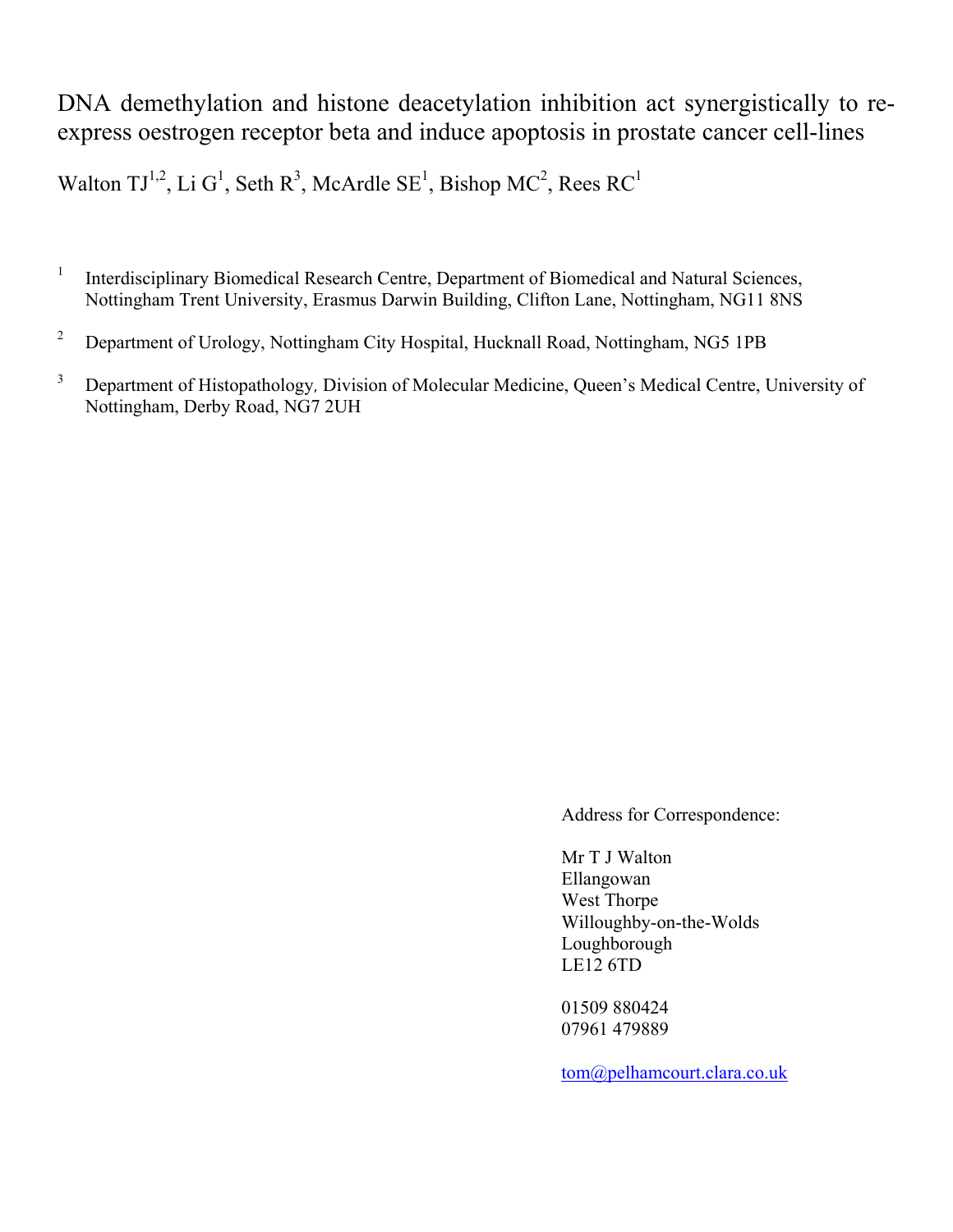# DNA demethylation and histone deacetylation inhibition act synergistically to re-express oestrogen receptor beta and induce apoptosis in prostate cancer cell-lines

Walton TJ[1,2], Li G[1], Seth R[3], McArdle SE[1], Bishop MC[2], Rees RC[1]

[1] Interdisciplinary Biomedical Research Centre, Department of Biomedical and Natural Sciences, Nottingham Trent University, Erasmus Darwin Building, Clifton Lane, Nottingham, NG11 8NS

[2] Department of Urology, Nottingham City Hospital, Hucknall Road, Nottingham, NG5 1PB

[3] Department of Histopathology, Division of Molecular Medicine, Queen's Medical Centre, University of Nottingham, Derby Road, NG7 2UH

Address for Correspondence:

Mr T J Walton
Ellangowan
West Thorpe
Willoughby-on-the-Wolds
Loughborough
LE12 6TD

01509 880424
07961 479889

tom@pelhamcourt.clara.co.uk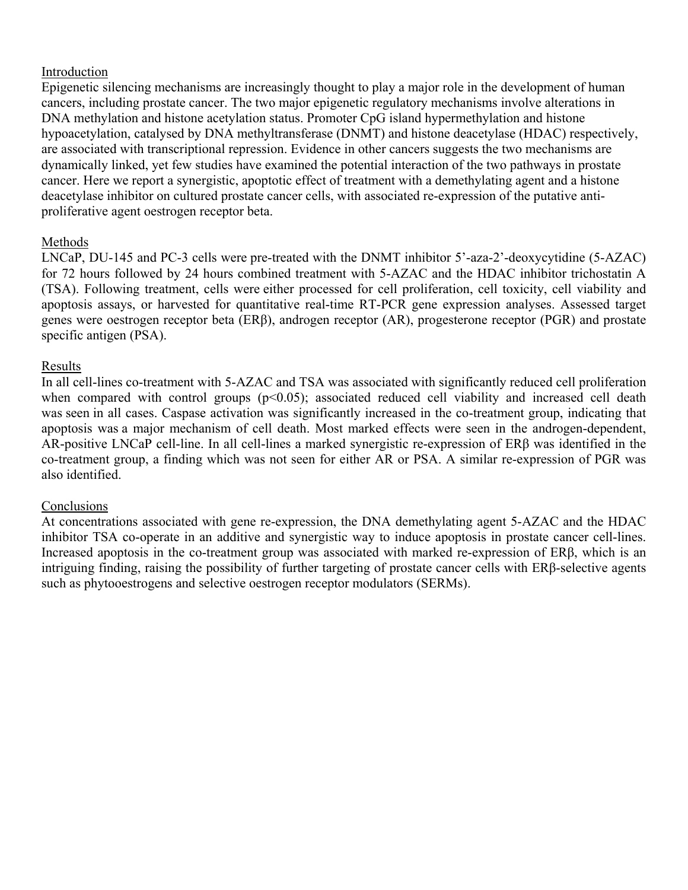## Introduction

Epigenetic silencing mechanisms are increasingly thought to play a major role in the development of human cancers, including prostate cancer. The two major epigenetic regulatory mechanisms involve alterations in DNA methylation and histone acetylation status. Promoter CpG island hypermethylation and histone hypoacetylation, catalysed by DNA methyltransferase (DNMT) and histone deacetylase (HDAC) respectively, are associated with transcriptional repression. Evidence in other cancers suggests the two mechanisms are dynamically linked, yet few studies have examined the potential interaction of the two pathways in prostate cancer. Here we report a synergistic, apoptotic effect of treatment with a demethylating agent and a histone deacetylase inhibitor on cultured prostate cancer cells, with associated re-expression of the putative anti-proliferative agent oestrogen receptor beta.

## Methods

LNCaP, DU-145 and PC-3 cells were pre-treated with the DNMT inhibitor 5'-aza-2'-deoxycytidine (5-AZAC) for 72 hours followed by 24 hours combined treatment with 5-AZAC and the HDAC inhibitor trichostatin A (TSA). Following treatment, cells were either processed for cell proliferation, cell toxicity, cell viability and apoptosis assays, or harvested for quantitative real-time RT-PCR gene expression analyses. Assessed target genes were oestrogen receptor beta (ERβ), androgen receptor (AR), progesterone receptor (PGR) and prostate specific antigen (PSA).

## Results

In all cell-lines co-treatment with 5-AZAC and TSA was associated with significantly reduced cell proliferation when compared with control groups ($p<0.05$); associated reduced cell viability and increased cell death was seen in all cases. Caspase activation was significantly increased in the co-treatment group, indicating that apoptosis was a major mechanism of cell death. Most marked effects were seen in the androgen-dependent, AR-positive LNCaP cell-line. In all cell-lines a marked synergistic re-expression of ERβ was identified in the co-treatment group, a finding which was not seen for either AR or PSA. A similar re-expression of PGR was also identified.

## Conclusions

At concentrations associated with gene re-expression, the DNA demethylating agent 5-AZAC and the HDAC inhibitor TSA co-operate in an additive and synergistic way to induce apoptosis in prostate cancer cell-lines. Increased apoptosis in the co-treatment group was associated with marked re-expression of ERβ, which is an intriguing finding, raising the possibility of further targeting of prostate cancer cells with ERβ-selective agents such as phytooestrogens and selective oestrogen receptor modulators (SERMs).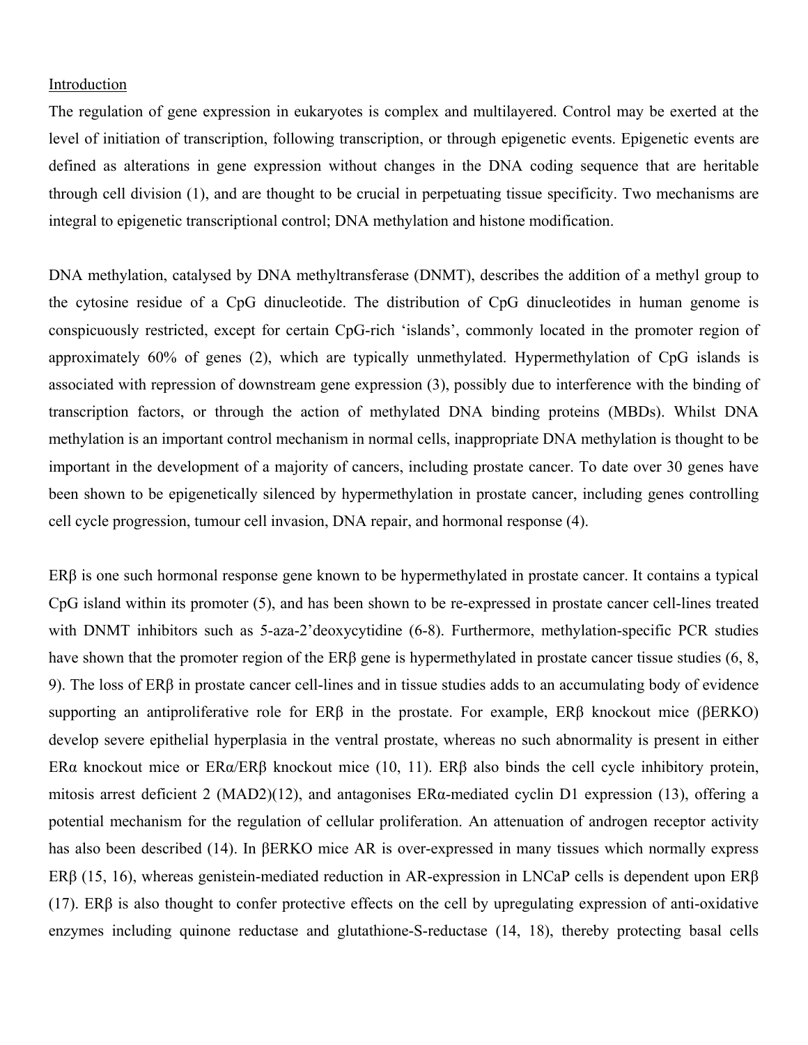Introduction

The regulation of gene expression in eukaryotes is complex and multilayered. Control may be exerted at the level of initiation of transcription, following transcription, or through epigenetic events. Epigenetic events are defined as alterations in gene expression without changes in the DNA coding sequence that are heritable through cell division (1), and are thought to be crucial in perpetuating tissue specificity. Two mechanisms are integral to epigenetic transcriptional control; DNA methylation and histone modification.

DNA methylation, catalysed by DNA methyltransferase (DNMT), describes the addition of a methyl group to the cytosine residue of a CpG dinucleotide. The distribution of CpG dinucleotides in human genome is conspicuously restricted, except for certain CpG-rich 'islands', commonly located in the promoter region of approximately 60% of genes (2), which are typically unmethylated. Hypermethylation of CpG islands is associated with repression of downstream gene expression (3), possibly due to interference with the binding of transcription factors, or through the action of methylated DNA binding proteins (MBDs). Whilst DNA methylation is an important control mechanism in normal cells, inappropriate DNA methylation is thought to be important in the development of a majority of cancers, including prostate cancer. To date over 30 genes have been shown to be epigenetically silenced by hypermethylation in prostate cancer, including genes controlling cell cycle progression, tumour cell invasion, DNA repair, and hormonal response (4).

ERβ is one such hormonal response gene known to be hypermethylated in prostate cancer. It contains a typical CpG island within its promoter (5), and has been shown to be re-expressed in prostate cancer cell-lines treated with DNMT inhibitors such as 5-aza-2'deoxycytidine (6-8). Furthermore, methylation-specific PCR studies have shown that the promoter region of the ERβ gene is hypermethylated in prostate cancer tissue studies (6, 8, 9). The loss of ERβ in prostate cancer cell-lines and in tissue studies adds to an accumulating body of evidence supporting an antiproliferative role for ERβ in the prostate. For example, ERβ knockout mice (βERKO) develop severe epithelial hyperplasia in the ventral prostate, whereas no such abnormality is present in either ERα knockout mice or ERα/ERβ knockout mice (10, 11). ERβ also binds the cell cycle inhibitory protein, mitosis arrest deficient 2 (MAD2)(12), and antagonises ERα-mediated cyclin D1 expression (13), offering a potential mechanism for the regulation of cellular proliferation. An attenuation of androgen receptor activity has also been described (14). In βERKO mice AR is over-expressed in many tissues which normally express ERβ (15, 16), whereas genistein-mediated reduction in AR-expression in LNCaP cells is dependent upon ERβ (17). ERβ is also thought to confer protective effects on the cell by upregulating expression of anti-oxidative enzymes including quinone reductase and glutathione-S-reductase (14, 18), thereby protecting basal cells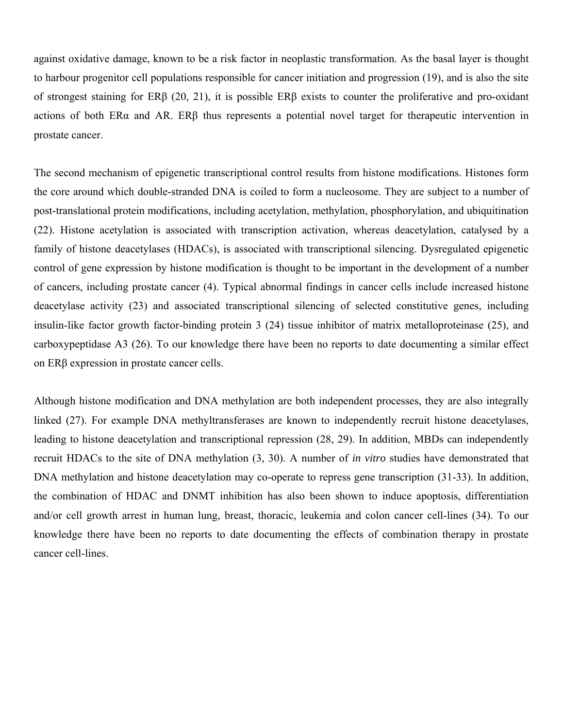against oxidative damage, known to be a risk factor in neoplastic transformation. As the basal layer is thought to harbour progenitor cell populations responsible for cancer initiation and progression (19), and is also the site of strongest staining for ERβ (20, 21), it is possible ERβ exists to counter the proliferative and pro-oxidant actions of both ERα and AR. ERβ thus represents a potential novel target for therapeutic intervention in prostate cancer.

The second mechanism of epigenetic transcriptional control results from histone modifications. Histones form the core around which double-stranded DNA is coiled to form a nucleosome. They are subject to a number of post-translational protein modifications, including acetylation, methylation, phosphorylation, and ubiquitination (22). Histone acetylation is associated with transcription activation, whereas deacetylation, catalysed by a family of histone deacetylases (HDACs), is associated with transcriptional silencing. Dysregulated epigenetic control of gene expression by histone modification is thought to be important in the development of a number of cancers, including prostate cancer (4). Typical abnormal findings in cancer cells include increased histone deacetylase activity (23) and associated transcriptional silencing of selected constitutive genes, including insulin-like factor growth factor-binding protein 3 (24) tissue inhibitor of matrix metalloproteinase (25), and carboxypeptidase A3 (26). To our knowledge there have been no reports to date documenting a similar effect on ERβ expression in prostate cancer cells.

Although histone modification and DNA methylation are both independent processes, they are also integrally linked (27). For example DNA methyltransferases are known to independently recruit histone deacetylases, leading to histone deacetylation and transcriptional repression (28, 29). In addition, MBDs can independently recruit HDACs to the site of DNA methylation (3, 30). A number of *in vitro* studies have demonstrated that DNA methylation and histone deacetylation may co-operate to repress gene transcription (31-33). In addition, the combination of HDAC and DNMT inhibition has also been shown to induce apoptosis, differentiation and/or cell growth arrest in human lung, breast, thoracic, leukemia and colon cancer cell-lines (34). To our knowledge there have been no reports to date documenting the effects of combination therapy in prostate cancer cell-lines.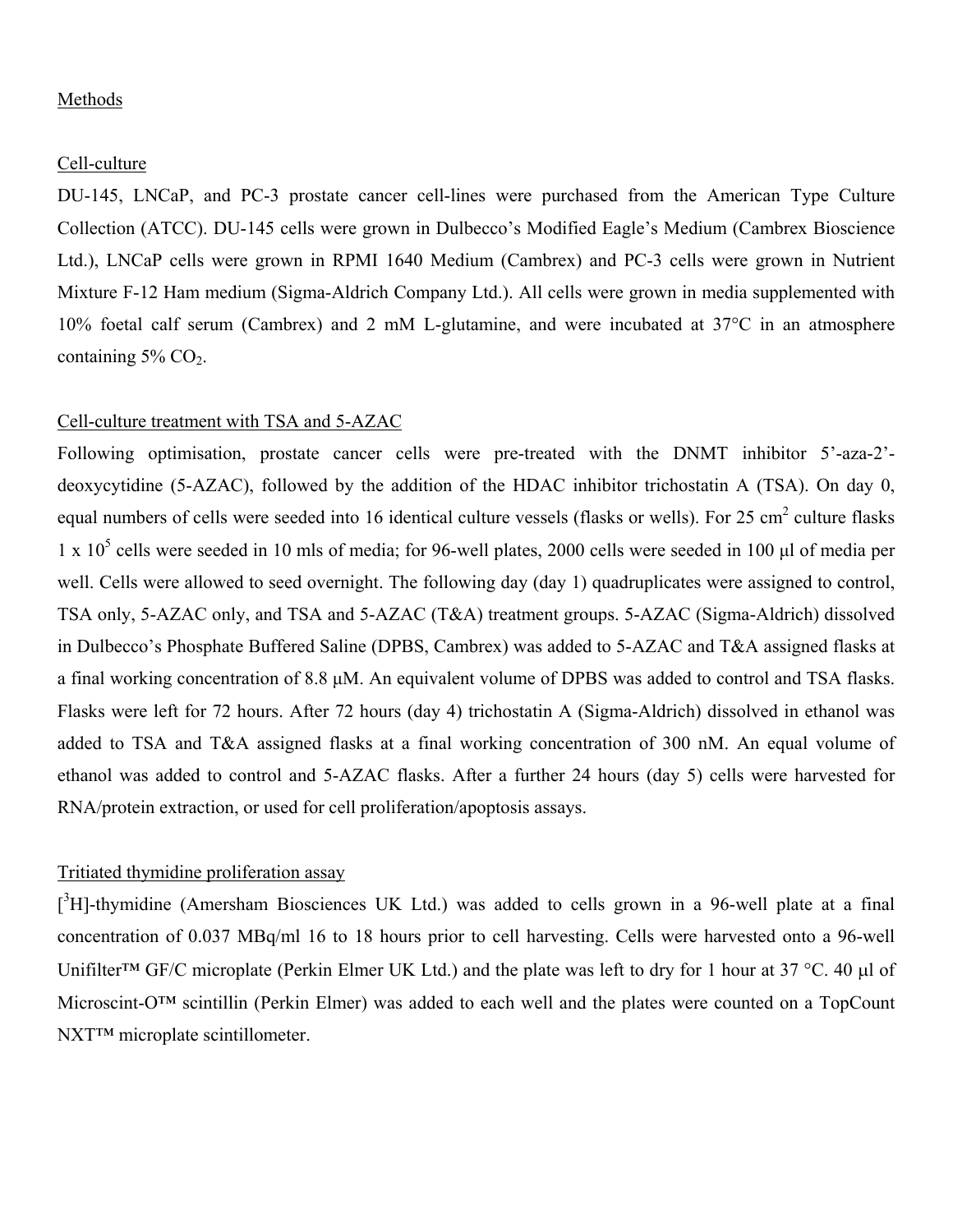## Methods

### Cell-culture

DU-145, LNCaP, and PC-3 prostate cancer cell-lines were purchased from the American Type Culture Collection (ATCC). DU-145 cells were grown in Dulbecco's Modified Eagle's Medium (Cambrex Bioscience Ltd.), LNCaP cells were grown in RPMI 1640 Medium (Cambrex) and PC-3 cells were grown in Nutrient Mixture F-12 Ham medium (Sigma-Aldrich Company Ltd.). All cells were grown in media supplemented with 10% foetal calf serum (Cambrex) and 2 mM L-glutamine, and were incubated at 37°C in an atmosphere containing 5% $CO_2$.

### Cell-culture treatment with TSA and 5-AZAC

Following optimisation, prostate cancer cells were pre-treated with the DNMT inhibitor 5'-aza-2'-deoxycytidine (5-AZAC), followed by the addition of the HDAC inhibitor trichostatin A (TSA). On day 0, equal numbers of cells were seeded into 16 identical culture vessels (flasks or wells). For 25 $cm^2$ culture flasks $1 \times 10^5$ cells were seeded in 10 mls of media; for 96-well plates, 2000 cells were seeded in 100 μl of media per well. Cells were allowed to seed overnight. The following day (day 1) quadruplicates were assigned to control, TSA only, 5-AZAC only, and TSA and 5-AZAC (T&A) treatment groups. 5-AZAC (Sigma-Aldrich) dissolved in Dulbecco's Phosphate Buffered Saline (DPBS, Cambrex) was added to 5-AZAC and T&A assigned flasks at a final working concentration of 8.8 μM. An equivalent volume of DPBS was added to control and TSA flasks. Flasks were left for 72 hours. After 72 hours (day 4) trichostatin A (Sigma-Aldrich) dissolved in ethanol was added to TSA and T&A assigned flasks at a final working concentration of 300 nM. An equal volume of ethanol was added to control and 5-AZAC flasks. After a further 24 hours (day 5) cells were harvested for RNA/protein extraction, or used for cell proliferation/apoptosis assays.

### Tritiated thymidine proliferation assay

[$^3$H]-thymidine (Amersham Biosciences UK Ltd.) was added to cells grown in a 96-well plate at a final concentration of 0.037 MBq/ml 16 to 18 hours prior to cell harvesting. Cells were harvested onto a 96-well Unifilter™ GF/C microplate (Perkin Elmer UK Ltd.) and the plate was left to dry for 1 hour at 37 °C. 40 μl of Microscint-O™ scintillin (Perkin Elmer) was added to each well and the plates were counted on a TopCount NXT™ microplate scintillometer.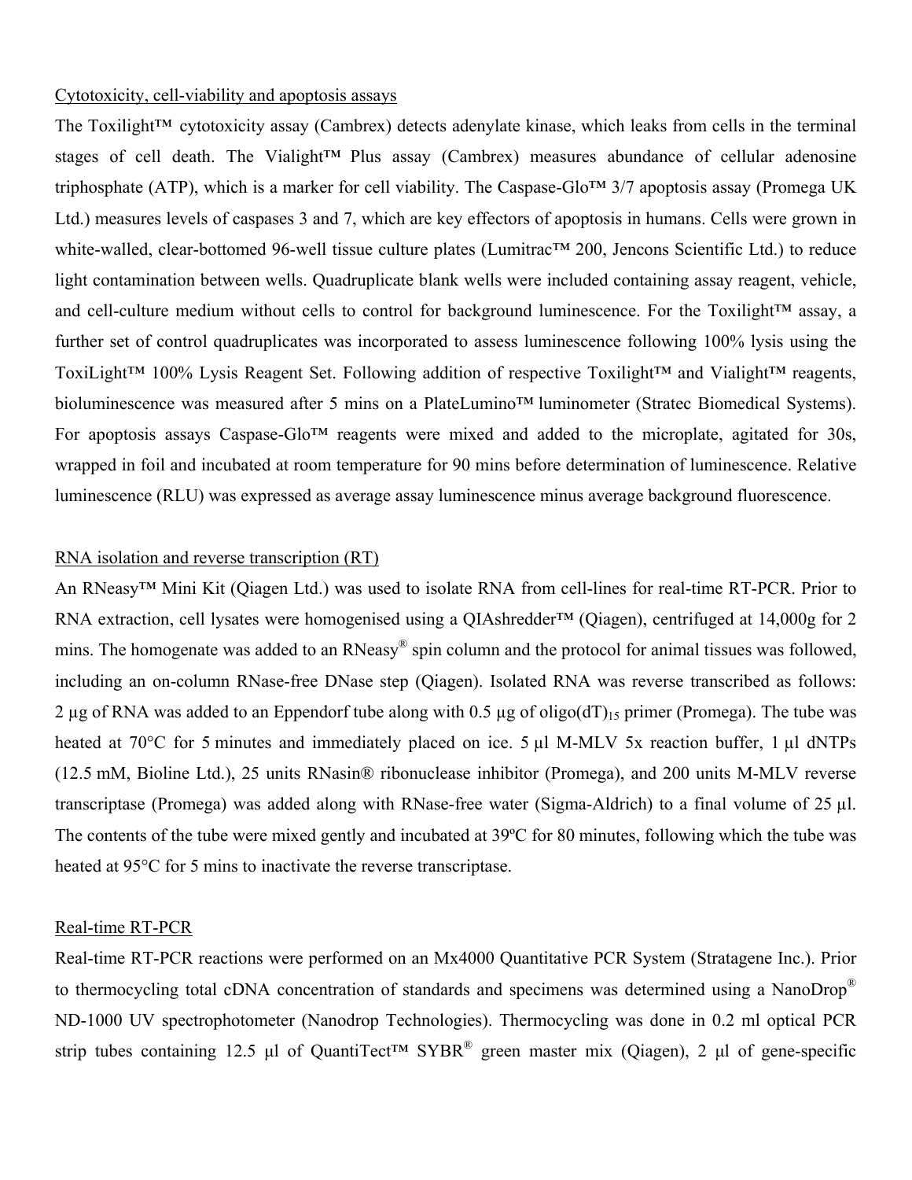Cytotoxicity, cell-viability and apoptosis assays

The Toxilight™ cytotoxicity assay (Cambrex) detects adenylate kinase, which leaks from cells in the terminal stages of cell death. The Vialight™ Plus assay (Cambrex) measures abundance of cellular adenosine triphosphate (ATP), which is a marker for cell viability. The Caspase-Glo™ 3/7 apoptosis assay (Promega UK Ltd.) measures levels of caspases 3 and 7, which are key effectors of apoptosis in humans. Cells were grown in white-walled, clear-bottomed 96-well tissue culture plates (Lumitrac™ 200, Jencons Scientific Ltd.) to reduce light contamination between wells. Quadruplicate blank wells were included containing assay reagent, vehicle, and cell-culture medium without cells to control for background luminescence. For the Toxilight™ assay, a further set of control quadruplicates was incorporated to assess luminescence following 100% lysis using the ToxiLight™ 100% Lysis Reagent Set. Following addition of respective Toxilight™ and Vialight™ reagents, bioluminescence was measured after 5 mins on a PlateLumino™ luminometer (Stratec Biomedical Systems). For apoptosis assays Caspase-Glo™ reagents were mixed and added to the microplate, agitated for 30s, wrapped in foil and incubated at room temperature for 90 mins before determination of luminescence. Relative luminescence (RLU) was expressed as average assay luminescence minus average background fluorescence.

RNA isolation and reverse transcription (RT)

An RNeasy™ Mini Kit (Qiagen Ltd.) was used to isolate RNA from cell-lines for real-time RT-PCR. Prior to RNA extraction, cell lysates were homogenised using a QIAshredder™ (Qiagen), centrifuged at 14,000g for 2 mins. The homogenate was added to an RNeasy® spin column and the protocol for animal tissues was followed, including an on-column RNase-free DNase step (Qiagen). Isolated RNA was reverse transcribed as follows: 2 µg of RNA was added to an Eppendorf tube along with 0.5 µg of oligo$(dT)_{15}$ primer (Promega). The tube was heated at 70°C for 5 minutes and immediately placed on ice. 5 µl M-MLV 5x reaction buffer, 1 µl dNTPs (12.5 mM, Bioline Ltd.), 25 units RNasin® ribonuclease inhibitor (Promega), and 200 units M-MLV reverse transcriptase (Promega) was added along with RNase-free water (Sigma-Aldrich) to a final volume of 25 µl. The contents of the tube were mixed gently and incubated at 39ºC for 80 minutes, following which the tube was heated at 95°C for 5 mins to inactivate the reverse transcriptase.

Real-time RT-PCR

Real-time RT-PCR reactions were performed on an Mx4000 Quantitative PCR System (Stratagene Inc.). Prior to thermocycling total cDNA concentration of standards and specimens was determined using a NanoDrop® ND-1000 UV spectrophotometer (Nanodrop Technologies). Thermocycling was done in 0.2 ml optical PCR strip tubes containing 12.5 µl of QuantiTect™ SYBR® green master mix (Qiagen), 2 µl of gene-specific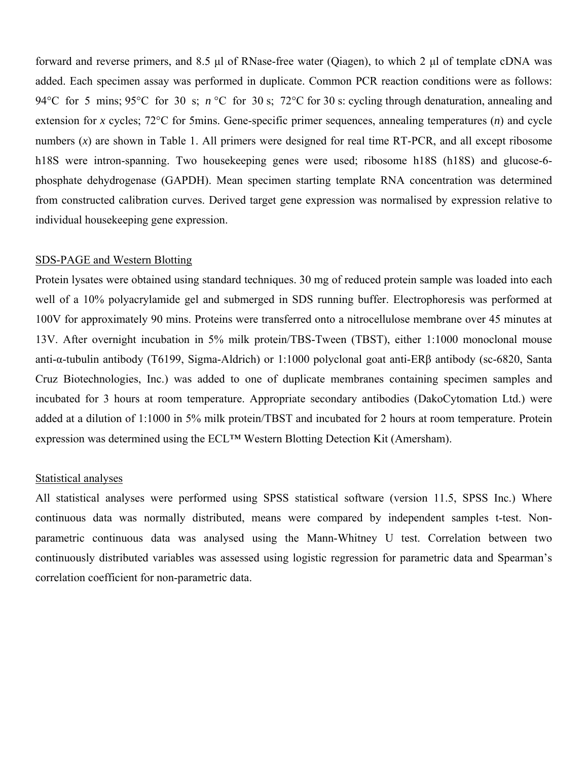forward and reverse primers, and 8.5 μl of RNase-free water (Qiagen), to which 2 μl of template cDNA was added. Each specimen assay was performed in duplicate. Common PCR reaction conditions were as follows: 94°C for 5 mins; 95°C for 30 s; *n* °C for 30 s; 72°C for 30 s: cycling through denaturation, annealing and extension for *x* cycles; 72°C for 5mins. Gene-specific primer sequences, annealing temperatures (*n*) and cycle numbers (*x*) are shown in Table 1. All primers were designed for real time RT-PCR, and all except ribosome h18S were intron-spanning. Two housekeeping genes were used; ribosome h18S (h18S) and glucose-6-phosphate dehydrogenase (GAPDH). Mean specimen starting template RNA concentration was determined from constructed calibration curves. Derived target gene expression was normalised by expression relative to individual housekeeping gene expression.

## SDS-PAGE and Western Blotting

Protein lysates were obtained using standard techniques. 30 mg of reduced protein sample was loaded into each well of a 10% polyacrylamide gel and submerged in SDS running buffer. Electrophoresis was performed at 100V for approximately 90 mins. Proteins were transferred onto a nitrocellulose membrane over 45 minutes at 13V. After overnight incubation in 5% milk protein/TBS-Tween (TBST), either 1:1000 monoclonal mouse anti-α-tubulin antibody (T6199, Sigma-Aldrich) or 1:1000 polyclonal goat anti-ERβ antibody (sc-6820, Santa Cruz Biotechnologies, Inc.) was added to one of duplicate membranes containing specimen samples and incubated for 3 hours at room temperature. Appropriate secondary antibodies (DakoCytomation Ltd.) were added at a dilution of 1:1000 in 5% milk protein/TBST and incubated for 2 hours at room temperature. Protein expression was determined using the ECL™ Western Blotting Detection Kit (Amersham).

## Statistical analyses

All statistical analyses were performed using SPSS statistical software (version 11.5, SPSS Inc.) Where continuous data was normally distributed, means were compared by independent samples t-test. Non-parametric continuous data was analysed using the Mann-Whitney U test. Correlation between two continuously distributed variables was assessed using logistic regression for parametric data and Spearman's correlation coefficient for non-parametric data.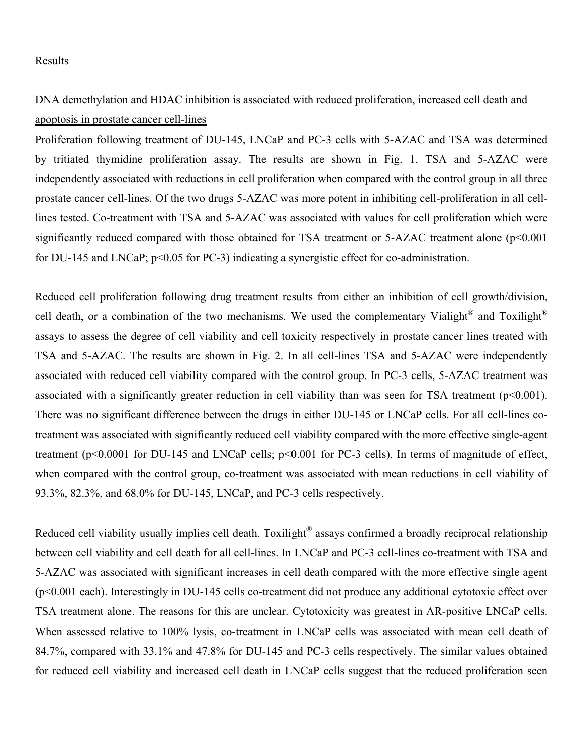## Results

### DNA demethylation and HDAC inhibition is associated with reduced proliferation, increased cell death and apoptosis in prostate cancer cell-lines

Proliferation following treatment of DU-145, LNCaP and PC-3 cells with 5-AZAC and TSA was determined by tritiated thymidine proliferation assay. The results are shown in Fig. 1. TSA and 5-AZAC were independently associated with reductions in cell proliferation when compared with the control group in all three prostate cancer cell-lines. Of the two drugs 5-AZAC was more potent in inhibiting cell-proliferation in all cell-lines tested. Co-treatment with TSA and 5-AZAC was associated with values for cell proliferation which were significantly reduced compared with those obtained for TSA treatment or 5-AZAC treatment alone ($p<0.001$ for DU-145 and LNCaP; $p<0.05$ for PC-3) indicating a synergistic effect for co-administration.

Reduced cell proliferation following drug treatment results from either an inhibition of cell growth/division, cell death, or a combination of the two mechanisms. We used the complementary Vialight® and Toxilight® assays to assess the degree of cell viability and cell toxicity respectively in prostate cancer lines treated with TSA and 5-AZAC. The results are shown in Fig. 2. In all cell-lines TSA and 5-AZAC were independently associated with reduced cell viability compared with the control group. In PC-3 cells, 5-AZAC treatment was associated with a significantly greater reduction in cell viability than was seen for TSA treatment ($p<0.001$). There was no significant difference between the drugs in either DU-145 or LNCaP cells. For all cell-lines co-treatment was associated with significantly reduced cell viability compared with the more effective single-agent treatment ($p<0.0001$ for DU-145 and LNCaP cells; $p<0.001$ for PC-3 cells). In terms of magnitude of effect, when compared with the control group, co-treatment was associated with mean reductions in cell viability of 93.3%, 82.3%, and 68.0% for DU-145, LNCaP, and PC-3 cells respectively.

Reduced cell viability usually implies cell death. Toxilight® assays confirmed a broadly reciprocal relationship between cell viability and cell death for all cell-lines. In LNCaP and PC-3 cell-lines co-treatment with TSA and 5-AZAC was associated with significant increases in cell death compared with the more effective single agent ($p<0.001$ each). Interestingly in DU-145 cells co-treatment did not produce any additional cytotoxic effect over TSA treatment alone. The reasons for this are unclear. Cytotoxicity was greatest in AR-positive LNCaP cells. When assessed relative to 100% lysis, co-treatment in LNCaP cells was associated with mean cell death of 84.7%, compared with 33.1% and 47.8% for DU-145 and PC-3 cells respectively. The similar values obtained for reduced cell viability and increased cell death in LNCaP cells suggest that the reduced proliferation seen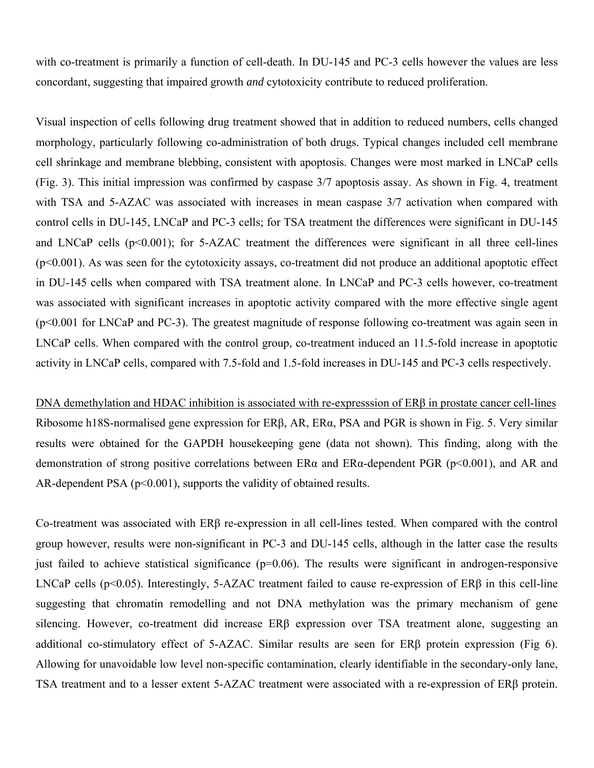with co-treatment is primarily a function of cell-death. In DU-145 and PC-3 cells however the values are less concordant, suggesting that impaired growth *and* cytotoxicity contribute to reduced proliferation.

Visual inspection of cells following drug treatment showed that in addition to reduced numbers, cells changed morphology, particularly following co-administration of both drugs. Typical changes included cell membrane cell shrinkage and membrane blebbing, consistent with apoptosis. Changes were most marked in LNCaP cells (Fig. 3). This initial impression was confirmed by caspase 3/7 apoptosis assay. As shown in Fig. 4, treatment with TSA and 5-AZAC was associated with increases in mean caspase 3/7 activation when compared with control cells in DU-145, LNCaP and PC-3 cells; for TSA treatment the differences were significant in DU-145 and LNCaP cells ($p<0.001$); for 5-AZAC treatment the differences were significant in all three cell-lines ($p<0.001$). As was seen for the cytotoxicity assays, co-treatment did not produce an additional apoptotic effect in DU-145 cells when compared with TSA treatment alone. In LNCaP and PC-3 cells however, co-treatment was associated with significant increases in apoptotic activity compared with the more effective single agent ($p<0.001$ for LNCaP and PC-3). The greatest magnitude of response following co-treatment was again seen in LNCaP cells. When compared with the control group, co-treatment induced an 11.5-fold increase in apoptotic activity in LNCaP cells, compared with 7.5-fold and 1.5-fold increases in DU-145 and PC-3 cells respectively.

<u>DNA demethylation and HDAC inhibition is associated with re-expresssion of ERβ in prostate cancer cell-lines</u>

Ribosome h18S-normalised gene expression for ERβ, AR, ERα, PSA and PGR is shown in Fig. 5. Very similar results were obtained for the GAPDH housekeeping gene (data not shown). This finding, along with the demonstration of strong positive correlations between ERα and ERα-dependent PGR ($p<0.001$), and AR and AR-dependent PSA ($p<0.001$), supports the validity of obtained results.

Co-treatment was associated with ERβ re-expression in all cell-lines tested. When compared with the control group however, results were non-significant in PC-3 and DU-145 cells, although in the latter case the results just failed to achieve statistical significance ($p=0.06$). The results were significant in androgen-responsive LNCaP cells ($p<0.05$). Interestingly, 5-AZAC treatment failed to cause re-expression of ERβ in this cell-line suggesting that chromatin remodelling and not DNA methylation was the primary mechanism of gene silencing. However, co-treatment did increase ERβ expression over TSA treatment alone, suggesting an additional co-stimulatory effect of 5-AZAC. Similar results are seen for ERβ protein expression (Fig 6). Allowing for unavoidable low level non-specific contamination, clearly identifiable in the secondary-only lane, TSA treatment and to a lesser extent 5-AZAC treatment were associated with a re-expression of ERβ protein.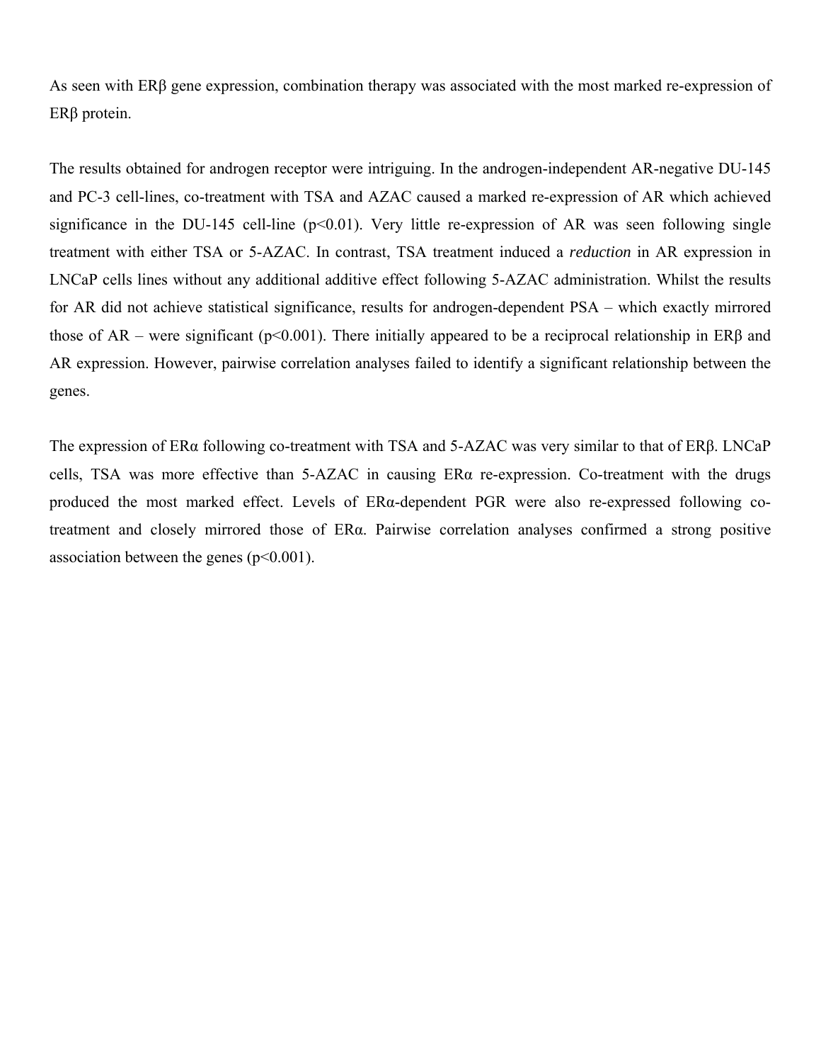As seen with ERβ gene expression, combination therapy was associated with the most marked re-expression of ERβ protein.

The results obtained for androgen receptor were intriguing. In the androgen-independent AR-negative DU-145 and PC-3 cell-lines, co-treatment with TSA and AZAC caused a marked re-expression of AR which achieved significance in the DU-145 cell-line ($p<0.01$). Very little re-expression of AR was seen following single treatment with either TSA or 5-AZAC. In contrast, TSA treatment induced a *reduction* in AR expression in LNCaP cells lines without any additional additive effect following 5-AZAC administration. Whilst the results for AR did not achieve statistical significance, results for androgen-dependent PSA – which exactly mirrored those of AR – were significant ($p<0.001$). There initially appeared to be a reciprocal relationship in ERβ and AR expression. However, pairwise correlation analyses failed to identify a significant relationship between the genes.

The expression of ERα following co-treatment with TSA and 5-AZAC was very similar to that of ERβ. LNCaP cells, TSA was more effective than 5-AZAC in causing ERα re-expression. Co-treatment with the drugs produced the most marked effect. Levels of ERα-dependent PGR were also re-expressed following co-treatment and closely mirrored those of ERα. Pairwise correlation analyses confirmed a strong positive association between the genes ($p<0.001$).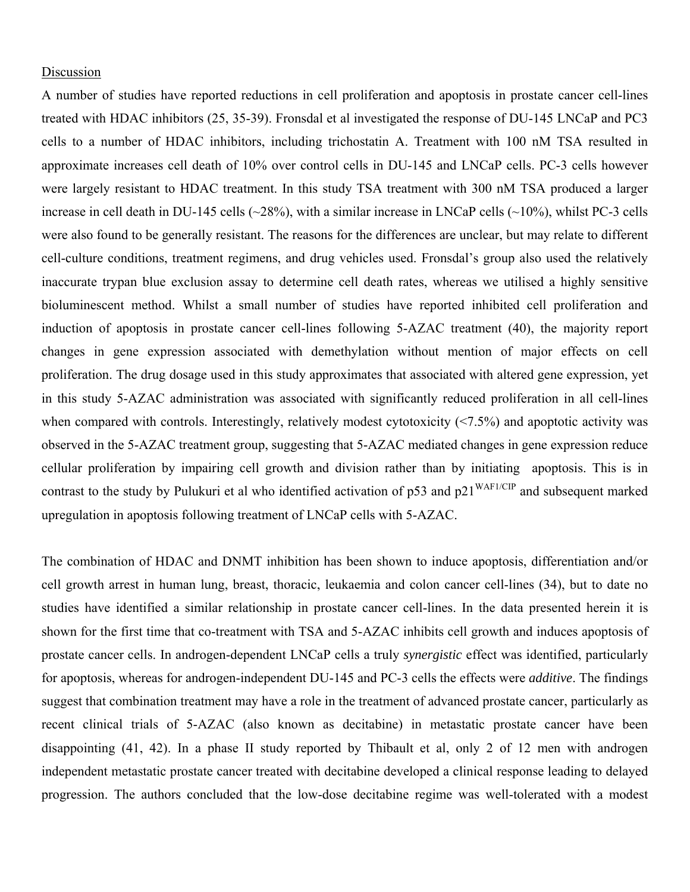Discussion

A number of studies have reported reductions in cell proliferation and apoptosis in prostate cancer cell-lines treated with HDAC inhibitors (25, 35-39). Fronsdal et al investigated the response of DU-145 LNCaP and PC3 cells to a number of HDAC inhibitors, including trichostatin A. Treatment with 100 nM TSA resulted in approximate increases cell death of 10% over control cells in DU-145 and LNCaP cells. PC-3 cells however were largely resistant to HDAC treatment. In this study TSA treatment with 300 nM TSA produced a larger increase in cell death in DU-145 cells (~28%), with a similar increase in LNCaP cells (~10%), whilst PC-3 cells were also found to be generally resistant. The reasons for the differences are unclear, but may relate to different cell-culture conditions, treatment regimens, and drug vehicles used. Fronsdal's group also used the relatively inaccurate trypan blue exclusion assay to determine cell death rates, whereas we utilised a highly sensitive bioluminescent method. Whilst a small number of studies have reported inhibited cell proliferation and induction of apoptosis in prostate cancer cell-lines following 5-AZAC treatment (40), the majority report changes in gene expression associated with demethylation without mention of major effects on cell proliferation. The drug dosage used in this study approximates that associated with altered gene expression, yet in this study 5-AZAC administration was associated with significantly reduced proliferation in all cell-lines when compared with controls. Interestingly, relatively modest cytotoxicity (<7.5%) and apoptotic activity was observed in the 5-AZAC treatment group, suggesting that 5-AZAC mediated changes in gene expression reduce cellular proliferation by impairing cell growth and division rather than by initiating apoptosis. This is in contrast to the study by Pulukuri et al who identified activation of p53 and p21$^{WAF1/CIP}$ and subsequent marked upregulation in apoptosis following treatment of LNCaP cells with 5-AZAC.

The combination of HDAC and DNMT inhibition has been shown to induce apoptosis, differentiation and/or cell growth arrest in human lung, breast, thoracic, leukaemia and colon cancer cell-lines (34), but to date no studies have identified a similar relationship in prostate cancer cell-lines. In the data presented herein it is shown for the first time that co-treatment with TSA and 5-AZAC inhibits cell growth and induces apoptosis of prostate cancer cells. In androgen-dependent LNCaP cells a truly *synergistic* effect was identified, particularly for apoptosis, whereas for androgen-independent DU-145 and PC-3 cells the effects were *additive*. The findings suggest that combination treatment may have a role in the treatment of advanced prostate cancer, particularly as recent clinical trials of 5-AZAC (also known as decitabine) in metastatic prostate cancer have been disappointing (41, 42). In a phase II study reported by Thibault et al, only 2 of 12 men with androgen independent metastatic prostate cancer treated with decitabine developed a clinical response leading to delayed progression. The authors concluded that the low-dose decitabine regime was well-tolerated with a modest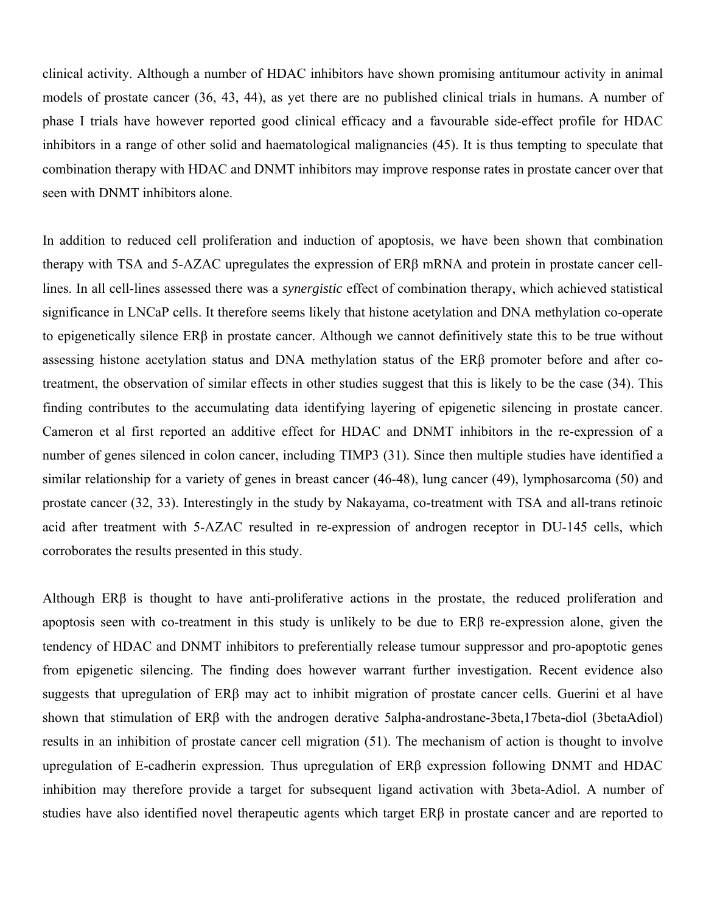clinical activity. Although a number of HDAC inhibitors have shown promising antitumour activity in animal models of prostate cancer (36, 43, 44), as yet there are no published clinical trials in humans. A number of phase I trials have however reported good clinical efficacy and a favourable side-effect profile for HDAC inhibitors in a range of other solid and haematological malignancies (45). It is thus tempting to speculate that combination therapy with HDAC and DNMT inhibitors may improve response rates in prostate cancer over that seen with DNMT inhibitors alone.

In addition to reduced cell proliferation and induction of apoptosis, we have been shown that combination therapy with TSA and 5-AZAC upregulates the expression of ERβ mRNA and protein in prostate cancer cell-lines. In all cell-lines assessed there was a *synergistic* effect of combination therapy, which achieved statistical significance in LNCaP cells. It therefore seems likely that histone acetylation and DNA methylation co-operate to epigenetically silence ERβ in prostate cancer. Although we cannot definitively state this to be true without assessing histone acetylation status and DNA methylation status of the ERβ promoter before and after co-treatment, the observation of similar effects in other studies suggest that this is likely to be the case (34). This finding contributes to the accumulating data identifying layering of epigenetic silencing in prostate cancer. Cameron et al first reported an additive effect for HDAC and DNMT inhibitors in the re-expression of a number of genes silenced in colon cancer, including TIMP3 (31). Since then multiple studies have identified a similar relationship for a variety of genes in breast cancer (46-48), lung cancer (49), lymphosarcoma (50) and prostate cancer (32, 33). Interestingly in the study by Nakayama, co-treatment with TSA and all-trans retinoic acid after treatment with 5-AZAC resulted in re-expression of androgen receptor in DU-145 cells, which corroborates the results presented in this study.

Although ERβ is thought to have anti-proliferative actions in the prostate, the reduced proliferation and apoptosis seen with co-treatment in this study is unlikely to be due to ERβ re-expression alone, given the tendency of HDAC and DNMT inhibitors to preferentially release tumour suppressor and pro-apoptotic genes from epigenetic silencing. The finding does however warrant further investigation. Recent evidence also suggests that upregulation of ERβ may act to inhibit migration of prostate cancer cells. Guerini et al have shown that stimulation of ERβ with the androgen derivative 5alpha-androstane-3beta,17beta-diol (3betaAdiol) results in an inhibition of prostate cancer cell migration (51). The mechanism of action is thought to involve upregulation of E-cadherin expression. Thus upregulation of ERβ expression following DNMT and HDAC inhibition may therefore provide a target for subsequent ligand activation with 3beta-Adiol. A number of studies have also identified novel therapeutic agents which target ERβ in prostate cancer and are reported to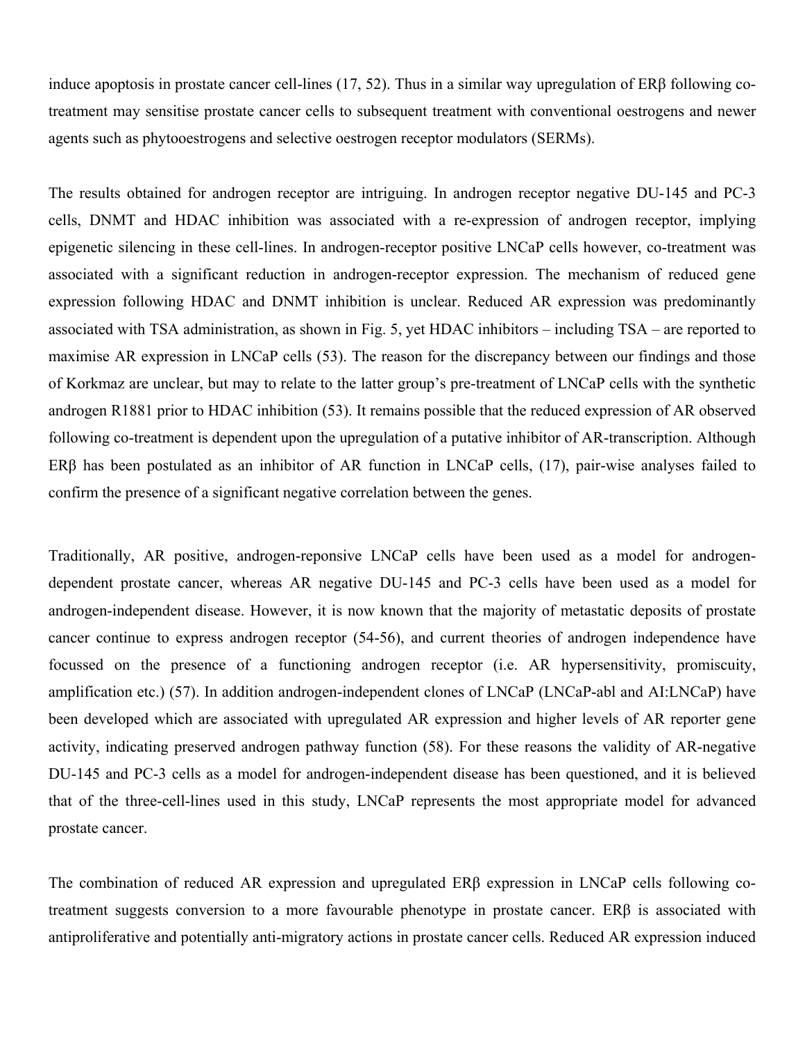induce apoptosis in prostate cancer cell-lines (17, 52). Thus in a similar way upregulation of ERβ following co-treatment may sensitise prostate cancer cells to subsequent treatment with conventional oestrogens and newer agents such as phytooestrogens and selective oestrogen receptor modulators (SERMs).

The results obtained for androgen receptor are intriguing. In androgen receptor negative DU-145 and PC-3 cells, DNMT and HDAC inhibition was associated with a re-expression of androgen receptor, implying epigenetic silencing in these cell-lines. In androgen-receptor positive LNCaP cells however, co-treatment was associated with a significant reduction in androgen-receptor expression. The mechanism of reduced gene expression following HDAC and DNMT inhibition is unclear. Reduced AR expression was predominantly associated with TSA administration, as shown in Fig. 5, yet HDAC inhibitors – including TSA – are reported to maximise AR expression in LNCaP cells (53). The reason for the discrepancy between our findings and those of Korkmaz are unclear, but may to relate to the latter group's pre-treatment of LNCaP cells with the synthetic androgen R1881 prior to HDAC inhibition (53). It remains possible that the reduced expression of AR observed following co-treatment is dependent upon the upregulation of a putative inhibitor of AR-transcription. Although ERβ has been postulated as an inhibitor of AR function in LNCaP cells, (17), pair-wise analyses failed to confirm the presence of a significant negative correlation between the genes.

Traditionally, AR positive, androgen-reponsive LNCaP cells have been used as a model for androgen-dependent prostate cancer, whereas AR negative DU-145 and PC-3 cells have been used as a model for androgen-independent disease. However, it is now known that the majority of metastatic deposits of prostate cancer continue to express androgen receptor (54-56), and current theories of androgen independence have focussed on the presence of a functioning androgen receptor (i.e. AR hypersensitivity, promiscuity, amplification etc.) (57). In addition androgen-independent clones of LNCaP (LNCaP-abl and AI:LNCaP) have been developed which are associated with upregulated AR expression and higher levels of AR reporter gene activity, indicating preserved androgen pathway function (58). For these reasons the validity of AR-negative DU-145 and PC-3 cells as a model for androgen-independent disease has been questioned, and it is believed that of the three-cell-lines used in this study, LNCaP represents the most appropriate model for advanced prostate cancer.

The combination of reduced AR expression and upregulated ERβ expression in LNCaP cells following co-treatment suggests conversion to a more favourable phenotype in prostate cancer. ERβ is associated with antiproliferative and potentially anti-migratory actions in prostate cancer cells. Reduced AR expression induced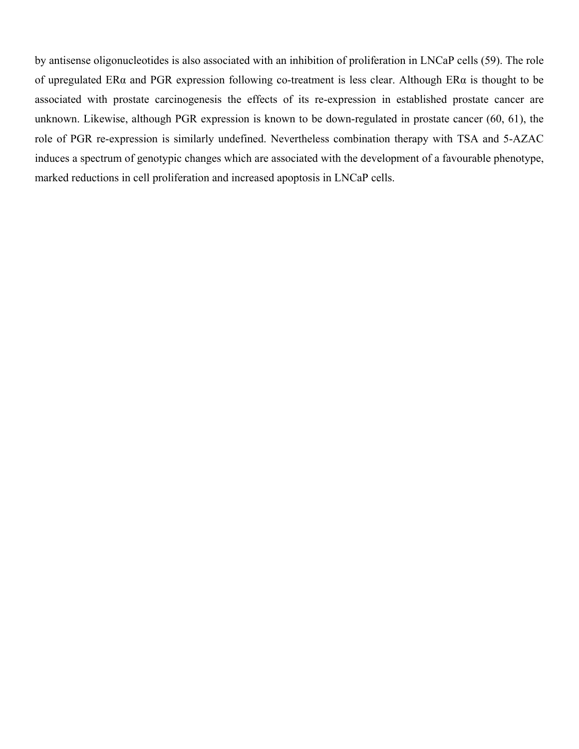by antisense oligonucleotides is also associated with an inhibition of proliferation in LNCaP cells (59). The role of upregulated ERα and PGR expression following co-treatment is less clear. Although ERα is thought to be associated with prostate carcinogenesis the effects of its re-expression in established prostate cancer are unknown. Likewise, although PGR expression is known to be down-regulated in prostate cancer (60, 61), the role of PGR re-expression is similarly undefined. Nevertheless combination therapy with TSA and 5-AZAC induces a spectrum of genotypic changes which are associated with the development of a favourable phenotype, marked reductions in cell proliferation and increased apoptosis in LNCaP cells.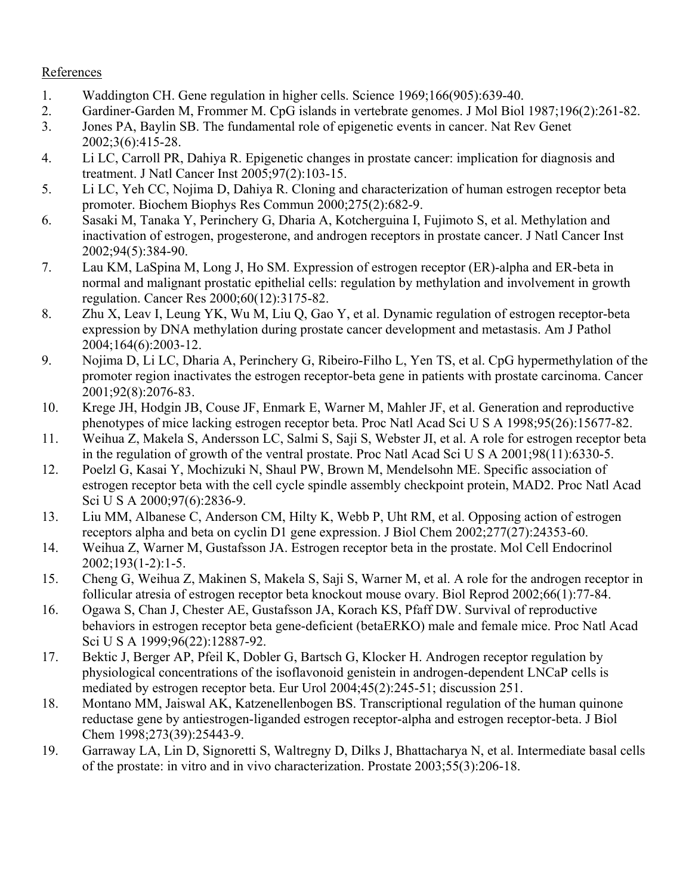References

1. Waddington CH. Gene regulation in higher cells. Science 1969;166(905):639-40.
2. Gardiner-Garden M, Frommer M. CpG islands in vertebrate genomes. J Mol Biol 1987;196(2):261-82.
3. Jones PA, Baylin SB. The fundamental role of epigenetic events in cancer. Nat Rev Genet 2002;3(6):415-28.
4. Li LC, Carroll PR, Dahiya R. Epigenetic changes in prostate cancer: implication for diagnosis and treatment. J Natl Cancer Inst 2005;97(2):103-15.
5. Li LC, Yeh CC, Nojima D, Dahiya R. Cloning and characterization of human estrogen receptor beta promoter. Biochem Biophys Res Commun 2000;275(2):682-9.
6. Sasaki M, Tanaka Y, Perinchery G, Dharia A, Kotcherguina I, Fujimoto S, et al. Methylation and inactivation of estrogen, progesterone, and androgen receptors in prostate cancer. J Natl Cancer Inst 2002;94(5):384-90.
7. Lau KM, LaSpina M, Long J, Ho SM. Expression of estrogen receptor (ER)-alpha and ER-beta in normal and malignant prostatic epithelial cells: regulation by methylation and involvement in growth regulation. Cancer Res 2000;60(12):3175-82.
8. Zhu X, Leav I, Leung YK, Wu M, Liu Q, Gao Y, et al. Dynamic regulation of estrogen receptor-beta expression by DNA methylation during prostate cancer development and metastasis. Am J Pathol 2004;164(6):2003-12.
9. Nojima D, Li LC, Dharia A, Perinchery G, Ribeiro-Filho L, Yen TS, et al. CpG hypermethylation of the promoter region inactivates the estrogen receptor-beta gene in patients with prostate carcinoma. Cancer 2001;92(8):2076-83.
10. Krege JH, Hodgin JB, Couse JF, Enmark E, Warner M, Mahler JF, et al. Generation and reproductive phenotypes of mice lacking estrogen receptor beta. Proc Natl Acad Sci U S A 1998;95(26):15677-82.
11. Weihua Z, Makela S, Andersson LC, Salmi S, Saji S, Webster JI, et al. A role for estrogen receptor beta in the regulation of growth of the ventral prostate. Proc Natl Acad Sci U S A 2001;98(11):6330-5.
12. Poelzl G, Kasai Y, Mochizuki N, Shaul PW, Brown M, Mendelsohn ME. Specific association of estrogen receptor beta with the cell cycle spindle assembly checkpoint protein, MAD2. Proc Natl Acad Sci U S A 2000;97(6):2836-9.
13. Liu MM, Albanese C, Anderson CM, Hilty K, Webb P, Uht RM, et al. Opposing action of estrogen receptors alpha and beta on cyclin D1 gene expression. J Biol Chem 2002;277(27):24353-60.
14. Weihua Z, Warner M, Gustafsson JA. Estrogen receptor beta in the prostate. Mol Cell Endocrinol 2002;193(1-2):1-5.
15. Cheng G, Weihua Z, Makinen S, Makela S, Saji S, Warner M, et al. A role for the androgen receptor in follicular atresia of estrogen receptor beta knockout mouse ovary. Biol Reprod 2002;66(1):77-84.
16. Ogawa S, Chan J, Chester AE, Gustafsson JA, Korach KS, Pfaff DW. Survival of reproductive behaviors in estrogen receptor beta gene-deficient (betaERKO) male and female mice. Proc Natl Acad Sci U S A 1999;96(22):12887-92.
17. Bektic J, Berger AP, Pfeil K, Dobler G, Bartsch G, Klocker H. Androgen receptor regulation by physiological concentrations of the isoflavonoid genistein in androgen-dependent LNCaP cells is mediated by estrogen receptor beta. Eur Urol 2004;45(2):245-51; discussion 251.
18. Montano MM, Jaiswal AK, Katzenellenbogen BS. Transcriptional regulation of the human quinone reductase gene by antiestrogen-liganded estrogen receptor-alpha and estrogen receptor-beta. J Biol Chem 1998;273(39):25443-9.
19. Garraway LA, Lin D, Signoretti S, Waltregny D, Dilks J, Bhattacharya N, et al. Intermediate basal cells of the prostate: in vitro and in vivo characterization. Prostate 2003;55(3):206-18.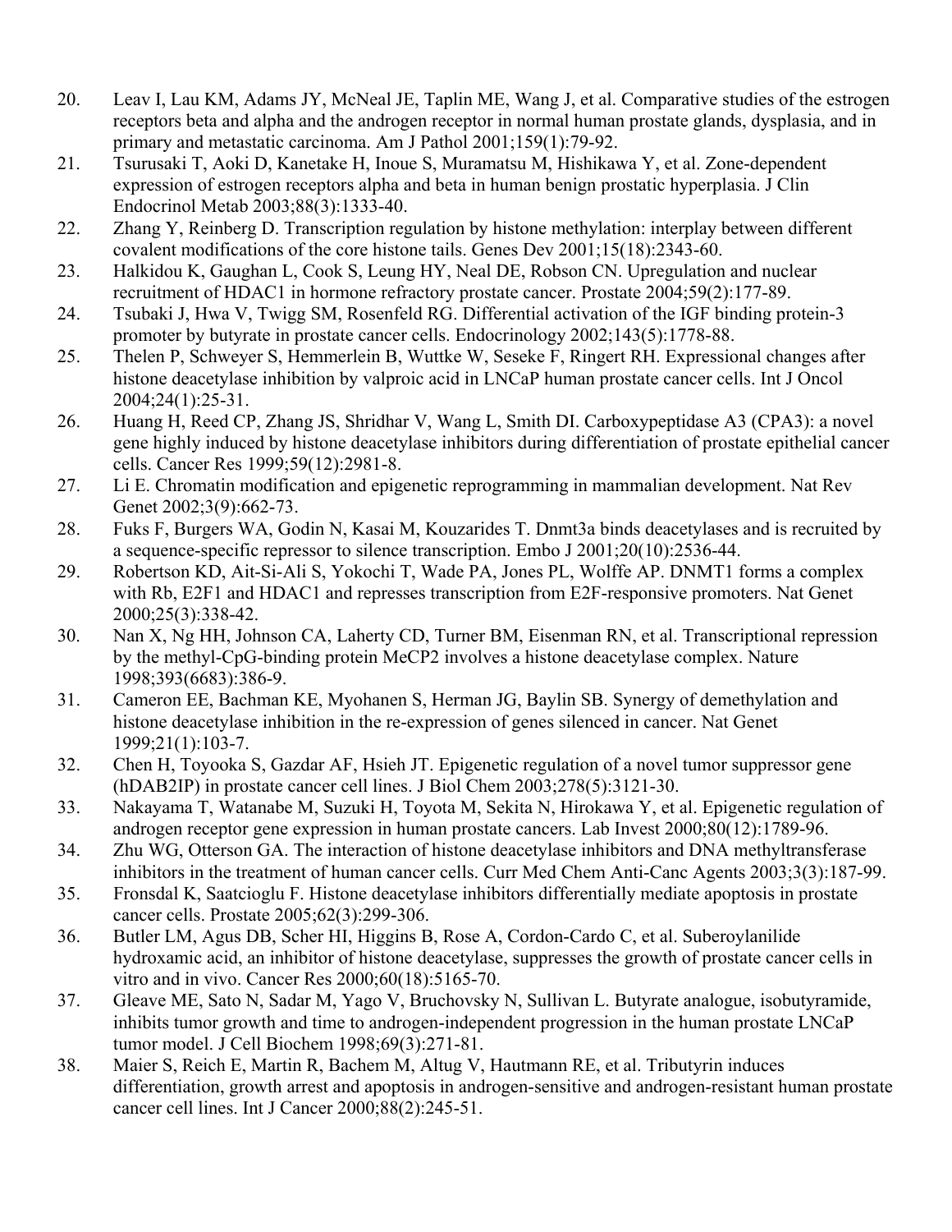20. Leav I, Lau KM, Adams JY, McNeal JE, Taplin ME, Wang J, et al. Comparative studies of the estrogen receptors beta and alpha and the androgen receptor in normal human prostate glands, dysplasia, and in primary and metastatic carcinoma. Am J Pathol 2001;159(1):79-92.
21. Tsurusaki T, Aoki D, Kanetake H, Inoue S, Muramatsu M, Hishikawa Y, et al. Zone-dependent expression of estrogen receptors alpha and beta in human benign prostatic hyperplasia. J Clin Endocrinol Metab 2003;88(3):1333-40.
22. Zhang Y, Reinberg D. Transcription regulation by histone methylation: interplay between different covalent modifications of the core histone tails. Genes Dev 2001;15(18):2343-60.
23. Halkidou K, Gaughan L, Cook S, Leung HY, Neal DE, Robson CN. Upregulation and nuclear recruitment of HDAC1 in hormone refractory prostate cancer. Prostate 2004;59(2):177-89.
24. Tsubaki J, Hwa V, Twigg SM, Rosenfeld RG. Differential activation of the IGF binding protein-3 promoter by butyrate in prostate cancer cells. Endocrinology 2002;143(5):1778-88.
25. Thelen P, Schweyer S, Hemmerlein B, Wuttke W, Seseke F, Ringert RH. Expressional changes after histone deacetylase inhibition by valproic acid in LNCaP human prostate cancer cells. Int J Oncol 2004;24(1):25-31.
26. Huang H, Reed CP, Zhang JS, Shridhar V, Wang L, Smith DI. Carboxypeptidase A3 (CPA3): a novel gene highly induced by histone deacetylase inhibitors during differentiation of prostate epithelial cancer cells. Cancer Res 1999;59(12):2981-8.
27. Li E. Chromatin modification and epigenetic reprogramming in mammalian development. Nat Rev Genet 2002;3(9):662-73.
28. Fuks F, Burgers WA, Godin N, Kasai M, Kouzarides T. Dnmt3a binds deacetylases and is recruited by a sequence-specific repressor to silence transcription. Embo J 2001;20(10):2536-44.
29. Robertson KD, Ait-Si-Ali S, Yokochi T, Wade PA, Jones PL, Wolffe AP. DNMT1 forms a complex with Rb, E2F1 and HDAC1 and represses transcription from E2F-responsive promoters. Nat Genet 2000;25(3):338-42.
30. Nan X, Ng HH, Johnson CA, Laherty CD, Turner BM, Eisenman RN, et al. Transcriptional repression by the methyl-CpG-binding protein MeCP2 involves a histone deacetylase complex. Nature 1998;393(6683):386-9.
31. Cameron EE, Bachman KE, Myohanen S, Herman JG, Baylin SB. Synergy of demethylation and histone deacetylase inhibition in the re-expression of genes silenced in cancer. Nat Genet 1999;21(1):103-7.
32. Chen H, Toyooka S, Gazdar AF, Hsieh JT. Epigenetic regulation of a novel tumor suppressor gene (hDAB2IP) in prostate cancer cell lines. J Biol Chem 2003;278(5):3121-30.
33. Nakayama T, Watanabe M, Suzuki H, Toyota M, Sekita N, Hirokawa Y, et al. Epigenetic regulation of androgen receptor gene expression in human prostate cancers. Lab Invest 2000;80(12):1789-96.
34. Zhu WG, Otterson GA. The interaction of histone deacetylase inhibitors and DNA methyltransferase inhibitors in the treatment of human cancer cells. Curr Med Chem Anti-Canc Agents 2003;3(3):187-99.
35. Fronsdal K, Saatcioglu F. Histone deacetylase inhibitors differentially mediate apoptosis in prostate cancer cells. Prostate 2005;62(3):299-306.
36. Butler LM, Agus DB, Scher HI, Higgins B, Rose A, Cordon-Cardo C, et al. Suberoylanilide hydroxamic acid, an inhibitor of histone deacetylase, suppresses the growth of prostate cancer cells in vitro and in vivo. Cancer Res 2000;60(18):5165-70.
37. Gleave ME, Sato N, Sadar M, Yago V, Bruchovsky N, Sullivan L. Butyrate analogue, isobutyramide, inhibits tumor growth and time to androgen-independent progression in the human prostate LNCaP tumor model. J Cell Biochem 1998;69(3):271-81.
38. Maier S, Reich E, Martin R, Bachem M, Altug V, Hautmann RE, et al. Tributyrin induces differentiation, growth arrest and apoptosis in androgen-sensitive and androgen-resistant human prostate cancer cell lines. Int J Cancer 2000;88(2):245-51.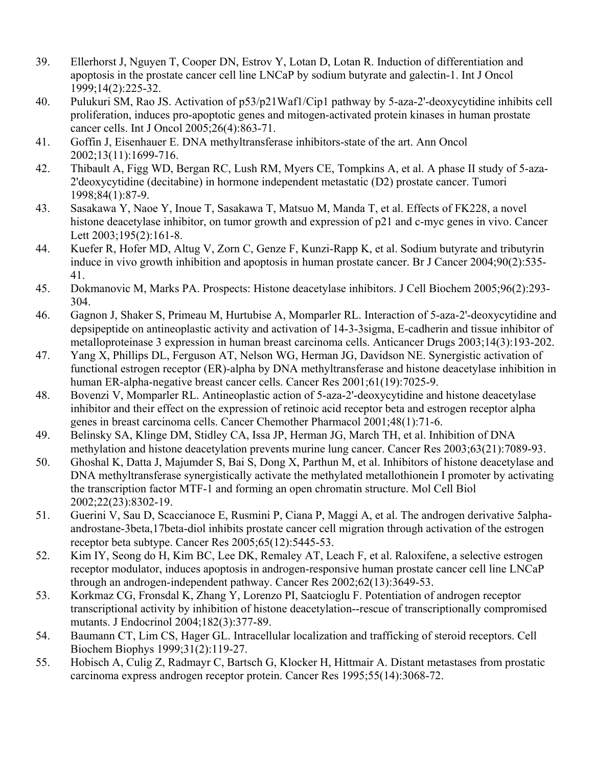39. Ellerhorst J, Nguyen T, Cooper DN, Estrov Y, Lotan D, Lotan R. Induction of differentiation and apoptosis in the prostate cancer cell line LNCaP by sodium butyrate and galectin-1. Int J Oncol 1999;14(2):225-32.
40. Pulukuri SM, Rao JS. Activation of p53/p21Waf1/Cip1 pathway by 5-aza-2'-deoxycytidine inhibits cell proliferation, induces pro-apoptotic genes and mitogen-activated protein kinases in human prostate cancer cells. Int J Oncol 2005;26(4):863-71.
41. Goffin J, Eisenhauer E. DNA methyltransferase inhibitors-state of the art. Ann Oncol 2002;13(11):1699-716.
42. Thibault A, Figg WD, Bergan RC, Lush RM, Myers CE, Tompkins A, et al. A phase II study of 5-aza-2'deoxycytidine (decitabine) in hormone independent metastatic (D2) prostate cancer. Tumori 1998;84(1):87-9.
43. Sasakawa Y, Naoe Y, Inoue T, Sasakawa T, Matsuo M, Manda T, et al. Effects of FK228, a novel histone deacetylase inhibitor, on tumor growth and expression of p21 and c-myc genes in vivo. Cancer Lett 2003;195(2):161-8.
44. Kuefer R, Hofer MD, Altug V, Zorn C, Genze F, Kunzi-Rapp K, et al. Sodium butyrate and tributyrin induce in vivo growth inhibition and apoptosis in human prostate cancer. Br J Cancer 2004;90(2):535-41.
45. Dokmanovic M, Marks PA. Prospects: Histone deacetylase inhibitors. J Cell Biochem 2005;96(2):293-304.
46. Gagnon J, Shaker S, Primeau M, Hurtubise A, Momparler RL. Interaction of 5-aza-2'-deoxycytidine and depsipeptide on antineoplastic activity and activation of 14-3-3sigma, E-cadherin and tissue inhibitor of metalloproteinase 3 expression in human breast carcinoma cells. Anticancer Drugs 2003;14(3):193-202.
47. Yang X, Phillips DL, Ferguson AT, Nelson WG, Herman JG, Davidson NE. Synergistic activation of functional estrogen receptor (ER)-alpha by DNA methyltransferase and histone deacetylase inhibition in human ER-alpha-negative breast cancer cells. Cancer Res 2001;61(19):7025-9.
48. Bovenzi V, Momparler RL. Antineoplastic action of 5-aza-2'-deoxycytidine and histone deacetylase inhibitor and their effect on the expression of retinoic acid receptor beta and estrogen receptor alpha genes in breast carcinoma cells. Cancer Chemother Pharmacol 2001;48(1):71-6.
49. Belinsky SA, Klinge DM, Stidley CA, Issa JP, Herman JG, March TH, et al. Inhibition of DNA methylation and histone deacetylation prevents murine lung cancer. Cancer Res 2003;63(21):7089-93.
50. Ghoshal K, Datta J, Majumder S, Bai S, Dong X, Parthun M, et al. Inhibitors of histone deacetylase and DNA methyltransferase synergistically activate the methylated metallothionein I promoter by activating the transcription factor MTF-1 and forming an open chromatin structure. Mol Cell Biol 2002;22(23):8302-19.
51. Guerini V, Sau D, Scaccianoce E, Rusmini P, Ciana P, Maggi A, et al. The androgen derivative 5alpha-androstane-3beta,17beta-diol inhibits prostate cancer cell migration through activation of the estrogen receptor beta subtype. Cancer Res 2005;65(12):5445-53.
52. Kim IY, Seong do H, Kim BC, Lee DK, Remaley AT, Leach F, et al. Raloxifene, a selective estrogen receptor modulator, induces apoptosis in androgen-responsive human prostate cancer cell line LNCaP through an androgen-independent pathway. Cancer Res 2002;62(13):3649-53.
53. Korkmaz CG, Fronsdal K, Zhang Y, Lorenzo PI, Saatcioglu F. Potentiation of androgen receptor transcriptional activity by inhibition of histone deacetylation--rescue of transcriptionally compromised mutants. J Endocrinol 2004;182(3):377-89.
54. Baumann CT, Lim CS, Hager GL. Intracellular localization and trafficking of steroid receptors. Cell Biochem Biophys 1999;31(2):119-27.
55. Hobisch A, Culig Z, Radmayr C, Bartsch G, Klocker H, Hittmair A. Distant metastases from prostatic carcinoma express androgen receptor protein. Cancer Res 1995;55(14):3068-72.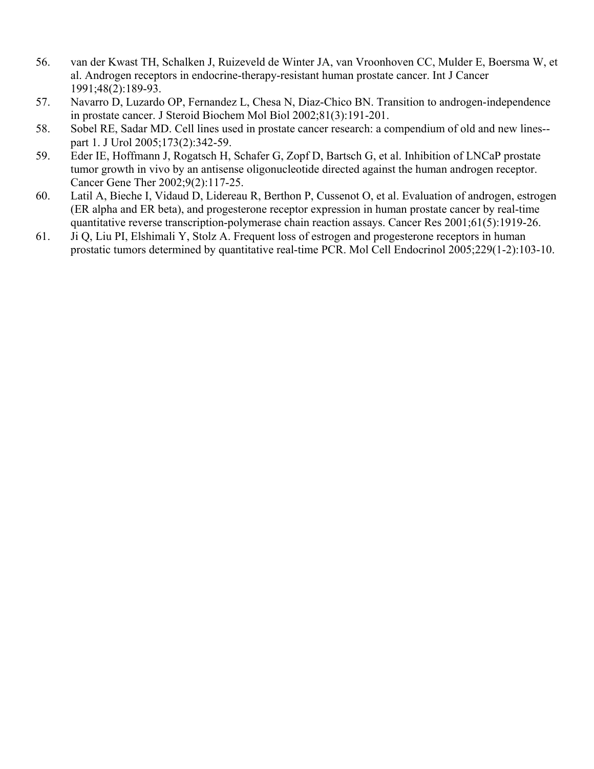56. van der Kwast TH, Schalken J, Ruizeveld de Winter JA, van Vroonhoven CC, Mulder E, Boersma W, et al. Androgen receptors in endocrine-therapy-resistant human prostate cancer. Int J Cancer 1991;48(2):189-93.
57. Navarro D, Luzardo OP, Fernandez L, Chesa N, Diaz-Chico BN. Transition to androgen-independence in prostate cancer. J Steroid Biochem Mol Biol 2002;81(3):191-201.
58. Sobel RE, Sadar MD. Cell lines used in prostate cancer research: a compendium of old and new lines--part 1. J Urol 2005;173(2):342-59.
59. Eder IE, Hoffmann J, Rogatsch H, Schafer G, Zopf D, Bartsch G, et al. Inhibition of LNCaP prostate tumor growth in vivo by an antisense oligonucleotide directed against the human androgen receptor. Cancer Gene Ther 2002;9(2):117-25.
60. Latil A, Bieche I, Vidaud D, Lidereau R, Berthon P, Cussenot O, et al. Evaluation of androgen, estrogen (ER alpha and ER beta), and progesterone receptor expression in human prostate cancer by real-time quantitative reverse transcription-polymerase chain reaction assays. Cancer Res 2001;61(5):1919-26.
61. Ji Q, Liu PI, Elshimali Y, Stolz A. Frequent loss of estrogen and progesterone receptors in human prostatic tumors determined by quantitative real-time PCR. Mol Cell Endocrinol 2005;229(1-2):103-10.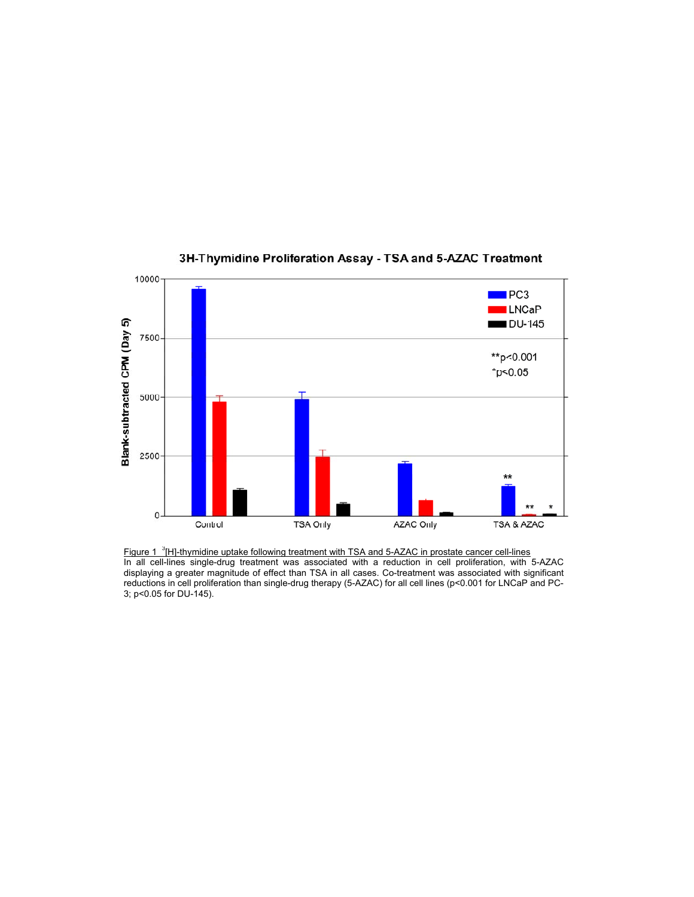3H-Thymidine Proliferation Assay - TSA and 5-AZAC Treatment

Figure 1 $^{3}$[H]-thymidine uptake following treatment with TSA and 5-AZAC in prostate cancer cell-lines
In all cell-lines single-drug treatment was associated with a reduction in cell proliferation, with 5-AZAC displaying a greater magnitude of effect than TSA in all cases. Co-treatment was associated with significant reductions in cell proliferation than single-drug therapy (5-AZAC) for all cell lines ($p<0.001$ for LNCaP and PC-3; $p<0.05$ for DU-145).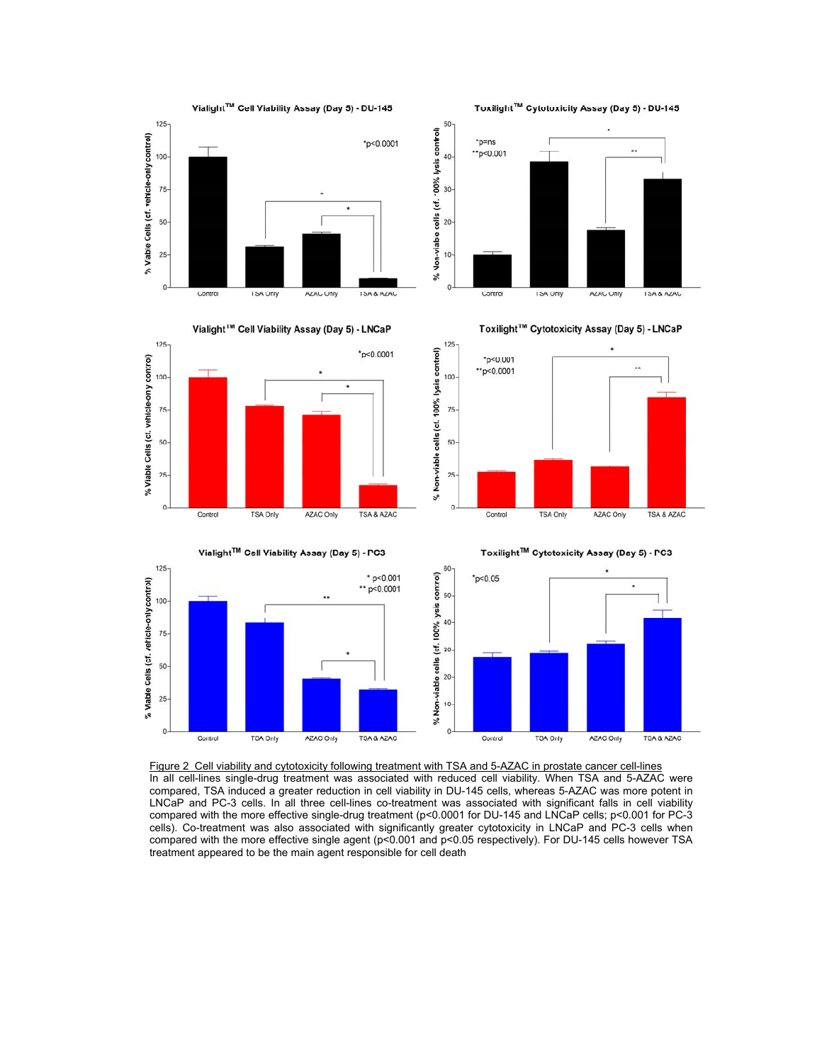Figure 2 Cell viability and cytotoxicity following treatment with TSA and 5-AZAC in prostate cancer cell-lines

In all cell-lines single-drug treatment was associated with reduced cell viability. When TSA and 5-AZAC were compared, TSA induced a greater reduction in cell viability in DU-145 cells, whereas 5-AZAC was more potent in LNCaP and PC-3 cells. In all three cell-lines co-treatment was associated with significant falls in cell viability compared with the more effective single-drug treatment ($p<0.0001$ for DU-145 and LNCaP cells; $p<0.001$ for PC-3 cells). Co-treatment was also associated with significantly greater cytotoxicity in LNCaP and PC-3 cells when compared with the more effective single agent ($p<0.001$ and $p<0.05$ respectively). For DU-145 cells however TSA treatment appeared to be the main agent responsible for cell death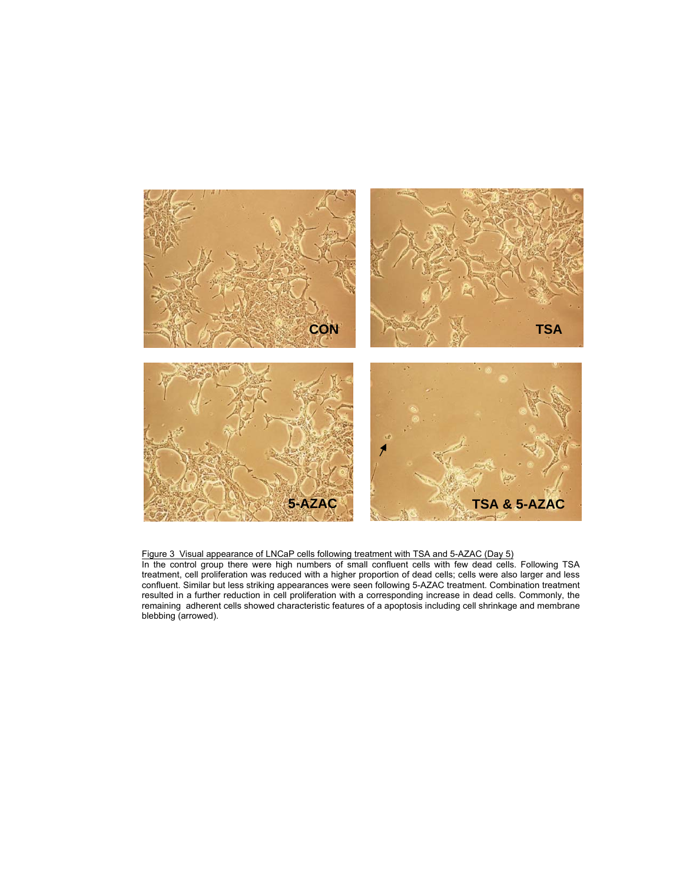Figure 3 Visual appearance of LNCaP cells following treatment with TSA and 5-AZAC (Day 5)

In the control group there were high numbers of small confluent cells with few dead cells. Following TSA treatment, cell proliferation was reduced with a higher proportion of dead cells; cells were also larger and less confluent. Similar but less striking appearances were seen following 5-AZAC treatment. Combination treatment resulted in a further reduction in cell proliferation with a corresponding increase in dead cells. Commonly, the remaining adherent cells showed characteristic features of a apoptosis including cell shrinkage and membrane blebbing (arrowed).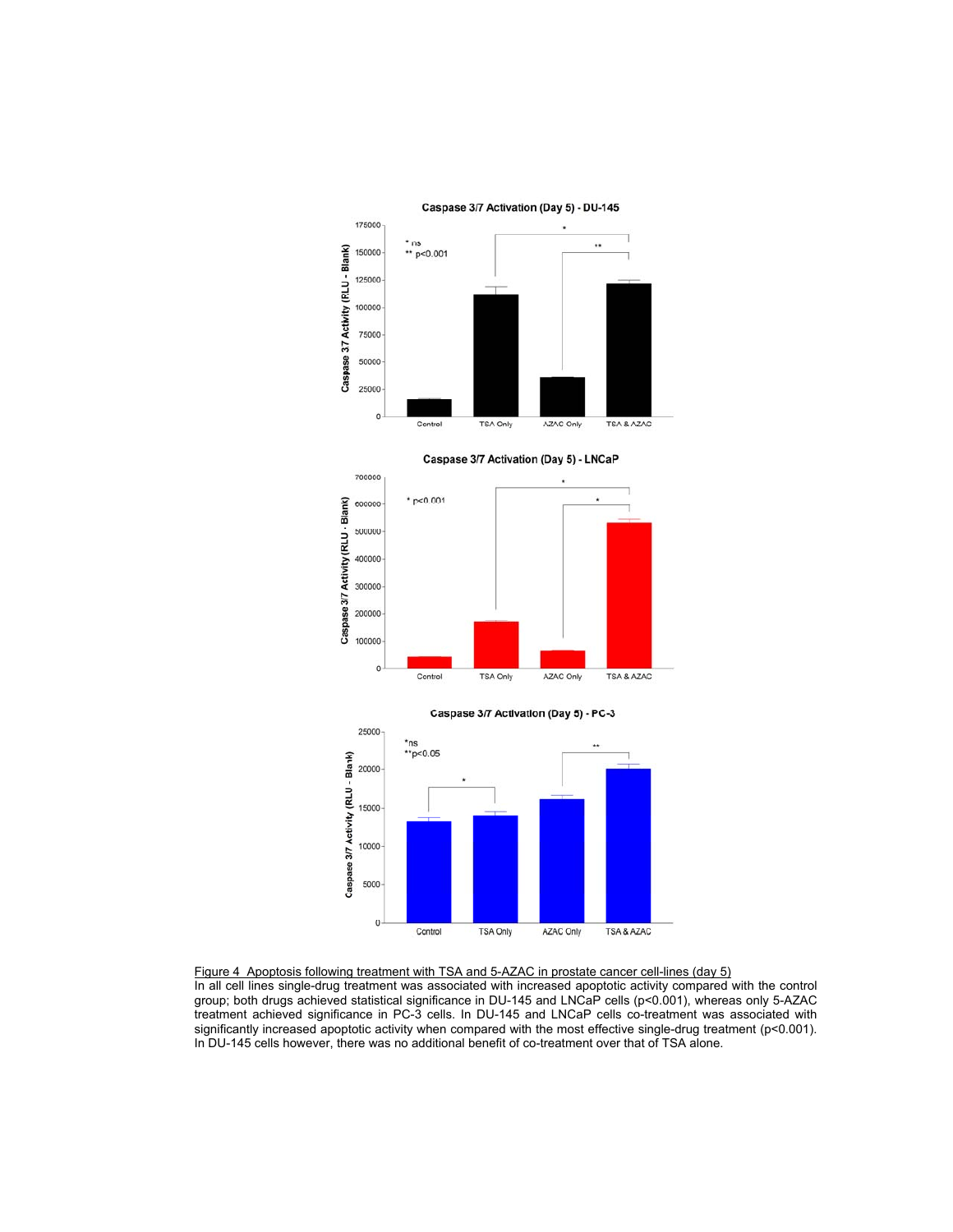Figure 4 Apoptosis following treatment with TSA and 5-AZAC in prostate cancer cell-lines (day 5)

In all cell lines single-drug treatment was associated with increased apoptotic activity compared with the control group; both drugs achieved statistical significance in DU-145 and LNCaP cells ($p<0.001$), whereas only 5-AZAC treatment achieved significance in PC-3 cells. In DU-145 and LNCaP cells co-treatment was associated with significantly increased apoptotic activity when compared with the most effective single-drug treatment ($p<0.001$). In DU-145 cells however, there was no additional benefit of co-treatment over that of TSA alone.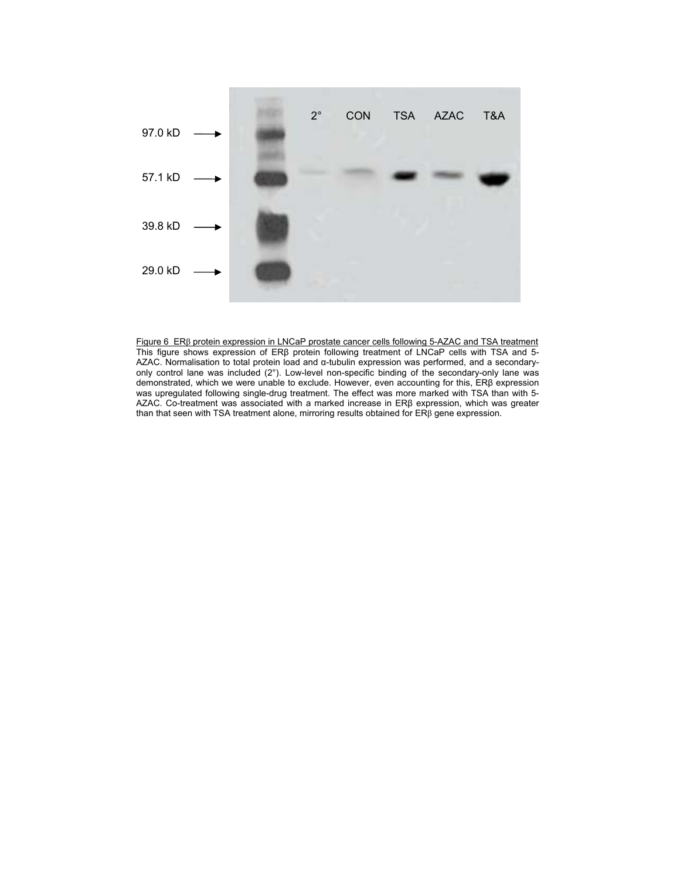97.0 kD

57.1 kD

39.8 kD

29.0 kD

2° CON TSA AZAC T&A

Figure 6 ERβ protein expression in LNCaP prostate cancer cells following 5-AZAC and TSA treatment
This figure shows expression of ERβ protein following treatment of LNCaP cells with TSA and 5-AZAC. Normalisation to total protein load and α-tubulin expression was performed, and a secondary-only control lane was included (2°). Low-level non-specific binding of the secondary-only lane was demonstrated, which we were unable to exclude. However, even accounting for this, ERβ expression was upregulated following single-drug treatment. The effect was more marked with TSA than with 5-AZAC. Co-treatment was associated with a marked increase in ERβ expression, which was greater than that seen with TSA treatment alone, mirroring results obtained for ERβ gene expression.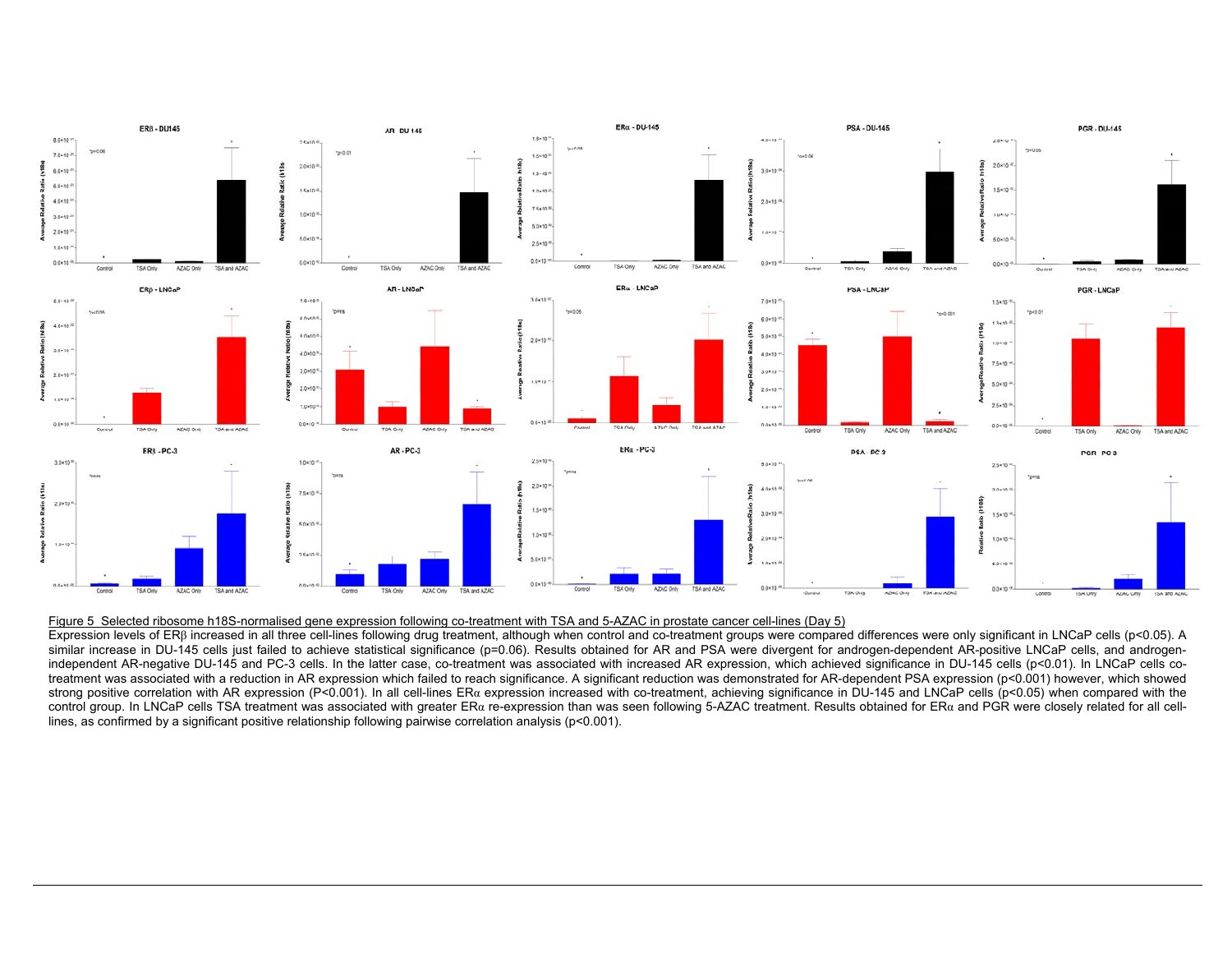ERβ - DU145

*p=0.06

Control TSA Only AZAC Only TSA and AZAC

AR - DU 145

*p<0.01

Control TSA Only AZAC Only TSA and AZAC

ERα - DU-145

*p<0.05

Control TSA Only AZAC Only TSA and AZAC

PSA - DU-145

*p=0.06

Control TSA Only AZAC Only TSA and AZAC

PGR - DU-145

*p<0.05

Control TSA Only AZAC Only TSA and AZAC

ERβ - LNCaP

*p<0.05

Control TSA Only AZAC Only TSA and AZAC

AR - LNCaP

*p=ns

Control TSA Only AZAC Only TSA and AZAC

ERα - LNCaP

*p<0.05

Control TSA Only AZAC Only TSA and AZAC

PSA - LNCaP

*p<0.001

Control TSA Only AZAC Only TSA and AZAC

PGR - LNCaP

*p<0.01

Control TSA Only AZAC Only TSA and AZAC

ERβ - PC-3

*p=ns

Control TSA Only AZAC Only TSA and AZAC

AR - PC-3

*p=ns

Control TSA Only AZAC Only TSA and AZAC

ERα - PC-3

*p=ns

Control TSA Only AZAC Only TSA and AZAC

PSA - PC-3

*p=0.06

Control TSA Only AZAC Only TSA and AZAC

PGR - PC-3

*p=ns

Control TSA Only AZAC Only TSA and AZAC

Figure 5 Selected ribosome h18S-normalised gene expression following co-treatment with TSA and 5-AZAC in prostate cancer cell-lines (Day 5)

Expression levels of ERβ increased in all three cell-lines following drug treatment, although when control and co-treatment groups were compared differences were only significant in LNCaP cells ($p<0.05$). A similar increase in DU-145 cells just failed to achieve statistical significance ($p=0.06$). Results obtained for AR and PSA were divergent for androgen-dependent AR-positive LNCaP cells, and androgen-independent AR-negative DU-145 and PC-3 cells. In the latter case, co-treatment was associated with increased AR expression, which achieved significance in DU-145 cells ($p<0.01$). In LNCaP cells co-treatment was associated with a reduction in AR expression which failed to reach significance. A significant reduction was demonstrated for AR-dependent PSA expression ($p<0.001$) however, which showed strong positive correlation with AR expression ($P<0.001$). In all cell-lines ERα expression increased with co-treatment, achieving significance in DU-145 and LNCaP cells ($p<0.05$) when compared with the control group. In LNCaP cells TSA treatment was associated with greater ERα re-expression than was seen following 5-AZAC treatment. Results obtained for ERα and PGR were closely related for all cell-lines, as confirmed by a significant positive relationship following pairwise correlation analysis ($p<0.001$).